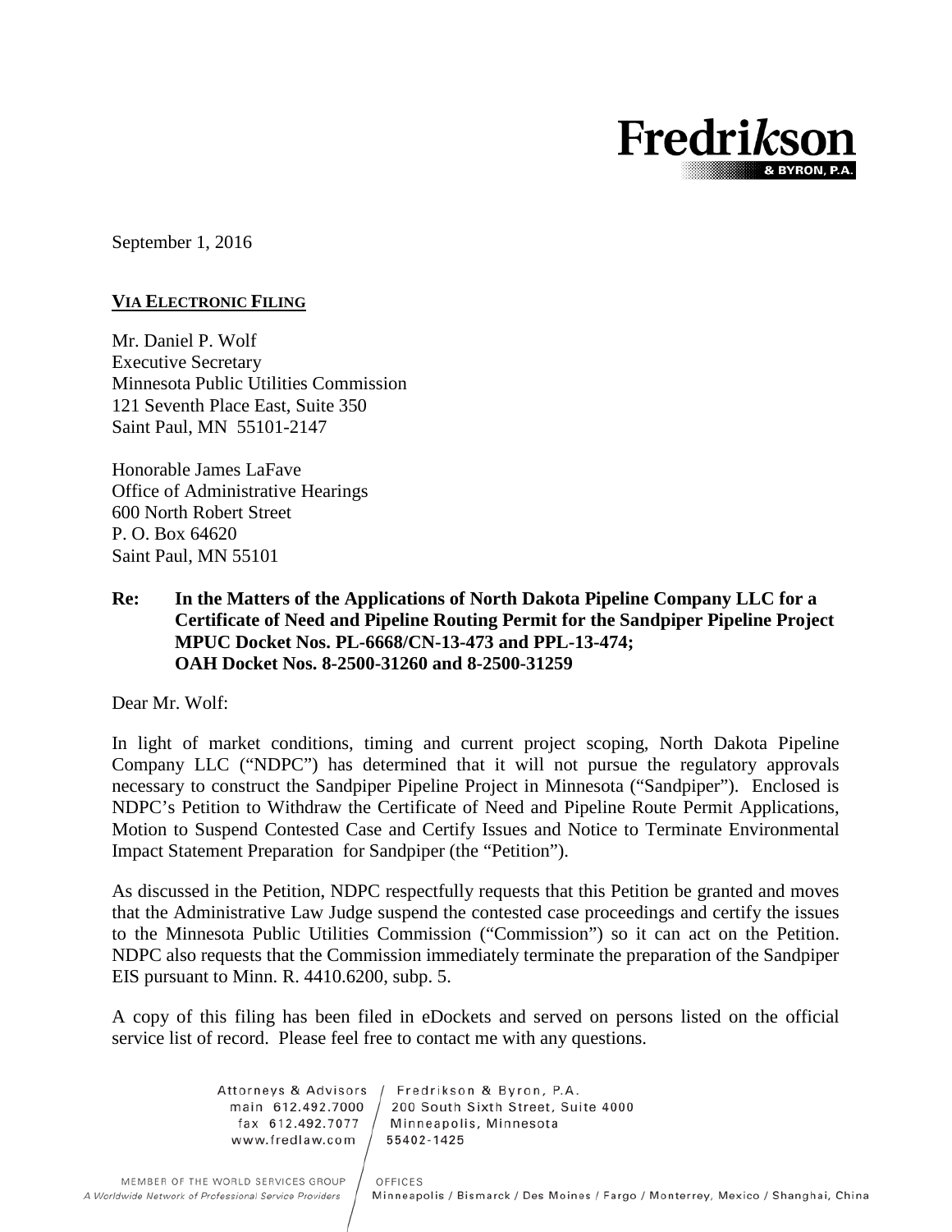Fredrikson & BYRON, P.A.

September 1, 2016

**<u>VIA ELECTRONIC FILING</u>**

Mr. Daniel P. Wolf
Executive Secretary
Minnesota Public Utilities Commission
121 Seventh Place East, Suite 350
Saint Paul, MN 55101-2147

Honorable James LaFave
Office of Administrative Hearings
600 North Robert Street
P. O. Box 64620
Saint Paul, MN 55101

**Re: In the Matters of the Applications of North Dakota Pipeline Company LLC for a Certificate of Need and Pipeline Routing Permit for the Sandpiper Pipeline Project MPUC Docket Nos. PL-6668/CN-13-473 and PPL-13-474; OAH Docket Nos. 8-2500-31260 and 8-2500-31259**

Dear Mr. Wolf:

In light of market conditions, timing and current project scoping, North Dakota Pipeline Company LLC ("NDPC") has determined that it will not pursue the regulatory approvals necessary to construct the Sandpiper Pipeline Project in Minnesota ("Sandpiper"). Enclosed is NDPC's Petition to Withdraw the Certificate of Need and Pipeline Route Permit Applications, Motion to Suspend Contested Case and Certify Issues and Notice to Terminate Environmental Impact Statement Preparation for Sandpiper (the "Petition").

As discussed in the Petition, NDPC respectfully requests that this Petition be granted and moves that the Administrative Law Judge suspend the contested case proceedings and certify the issues to the Minnesota Public Utilities Commission ("Commission") so it can act on the Petition. NDPC also requests that the Commission immediately terminate the preparation of the Sandpiper EIS pursuant to Minn. R. 4410.6200, subp. 5.

A copy of this filing has been filed in eDockets and served on persons listed on the official service list of record. Please feel free to contact me with any questions.

Attorneys & Advisors / Fredrikson & Byron, P.A.
main 612.492.7000 / 200 South Sixth Street, Suite 4000
fax 612.492.7077 / Minneapolis, Minnesota
www.fredlaw.com / 55402-1425

MEMBER OF THE WORLD SERVICES GROUP
*A Worldwide Network of Professional Service Providers*

OFFICES
Minneapolis / Bismarck / Des Moines / Fargo / Monterrey, Mexico / Shanghai, China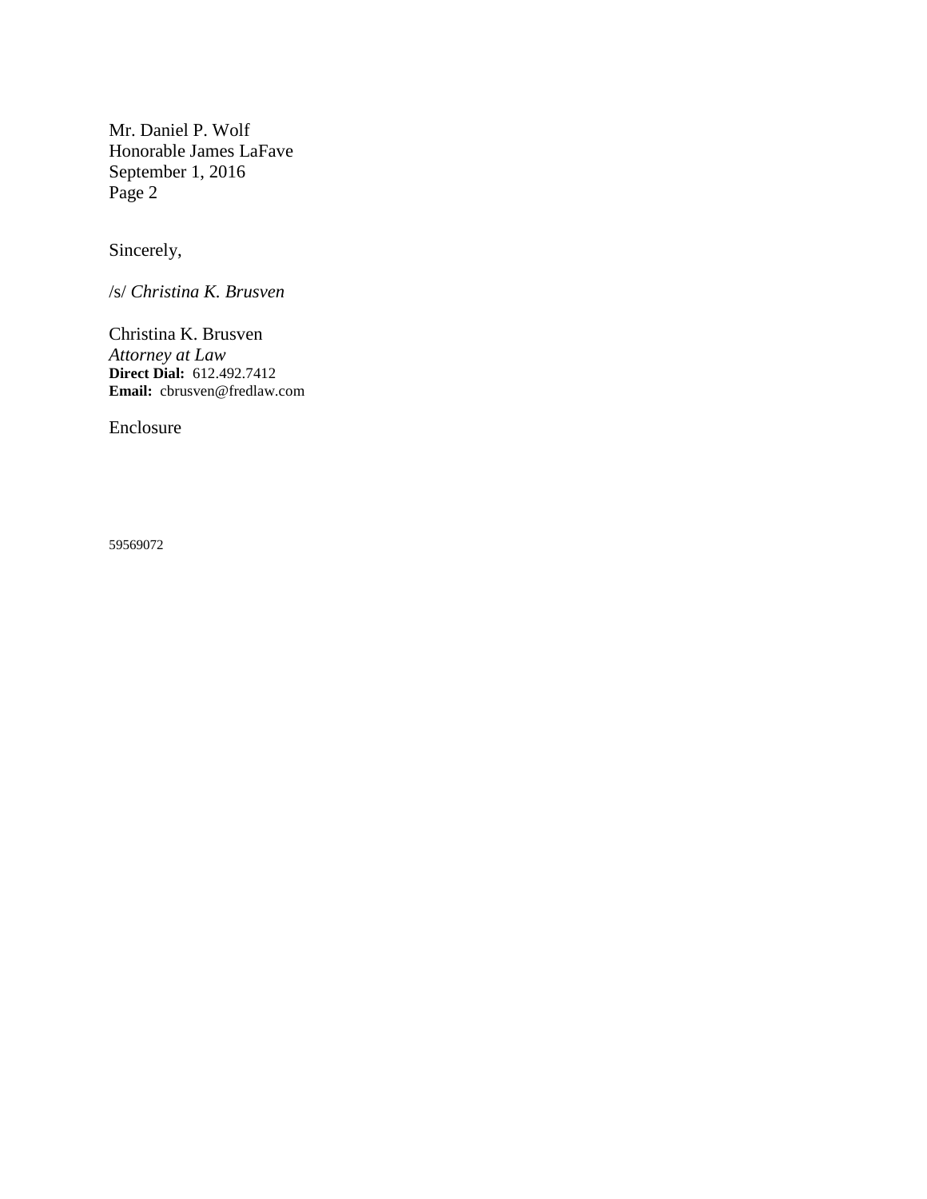Mr. Daniel P. Wolf
Honorable James LaFave
September 1, 2016
Page 2

Sincerely,

/s/ *Christina K. Brusven*

Christina K. Brusven
*Attorney at Law*
**Direct Dial:** 612.492.7412
**Email:** cbrusven@fredlaw.com

Enclosure

59569072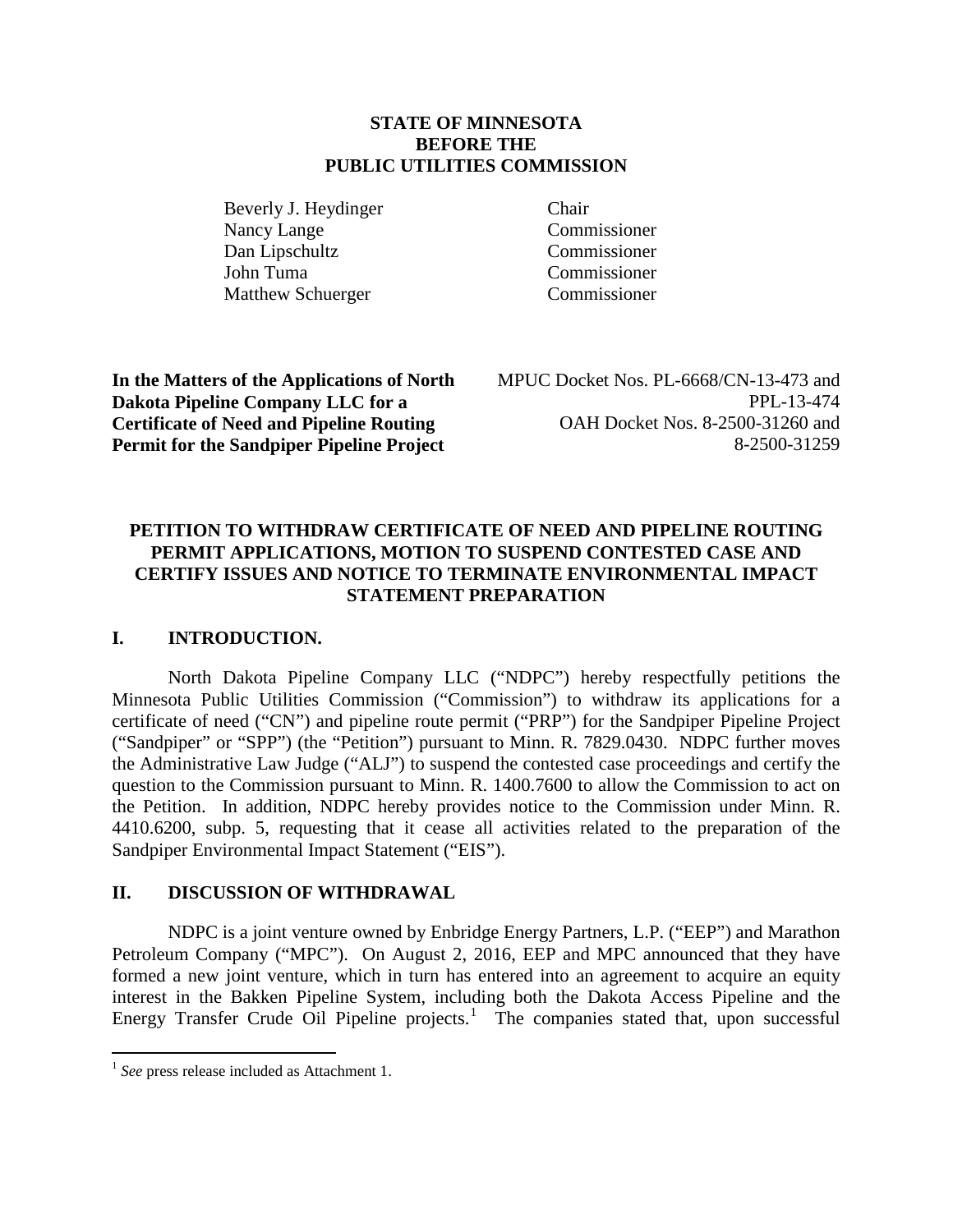**STATE OF MINNESOTA**
**BEFORE THE**
**PUBLIC UTILITIES COMMISSION**

| | |
|---|---|
| Beverly J. Heydinger | Chair |
| Nancy Lange | Commissioner |
| Dan Lipschultz | Commissioner |
| John Tuma | Commissioner |
| Matthew Schuerger | Commissioner |

| | |
|---|---|
| **In the Matters of the Applications of North Dakota Pipeline Company LLC for a Certificate of Need and Pipeline Routing Permit for the Sandpiper Pipeline Project** | MPUC Docket Nos. PL-6668/CN-13-473 and PPL-13-474<br>OAH Docket Nos. 8-2500-31260 and 8-2500-31259 |

**PETITION TO WITHDRAW CERTIFICATE OF NEED AND PIPELINE ROUTING PERMIT APPLICATIONS, MOTION TO SUSPEND CONTESTED CASE AND CERTIFY ISSUES AND NOTICE TO TERMINATE ENVIRONMENTAL IMPACT STATEMENT PREPARATION**

## I. INTRODUCTION.

North Dakota Pipeline Company LLC ("NDPC") hereby respectfully petitions the Minnesota Public Utilities Commission ("Commission") to withdraw its applications for a certificate of need ("CN") and pipeline route permit ("PRP") for the Sandpiper Pipeline Project ("Sandpiper" or "SPP") (the "Petition") pursuant to Minn. R. 7829.0430. NDPC further moves the Administrative Law Judge ("ALJ") to suspend the contested case proceedings and certify the question to the Commission pursuant to Minn. R. 1400.7600 to allow the Commission to act on the Petition. In addition, NDPC hereby provides notice to the Commission under Minn. R. 4410.6200, subp. 5, requesting that it cease all activities related to the preparation of the Sandpiper Environmental Impact Statement ("EIS").

## II. DISCUSSION OF WITHDRAWAL

NDPC is a joint venture owned by Enbridge Energy Partners, L.P. ("EEP") and Marathon Petroleum Company ("MPC"). On August 2, 2016, EEP and MPC announced that they have formed a new joint venture, which in turn has entered into an agreement to acquire an equity interest in the Bakken Pipeline System, including both the Dakota Access Pipeline and the Energy Transfer Crude Oil Pipeline projects.[1] The companies stated that, upon successful

[1] *See* press release included as Attachment 1.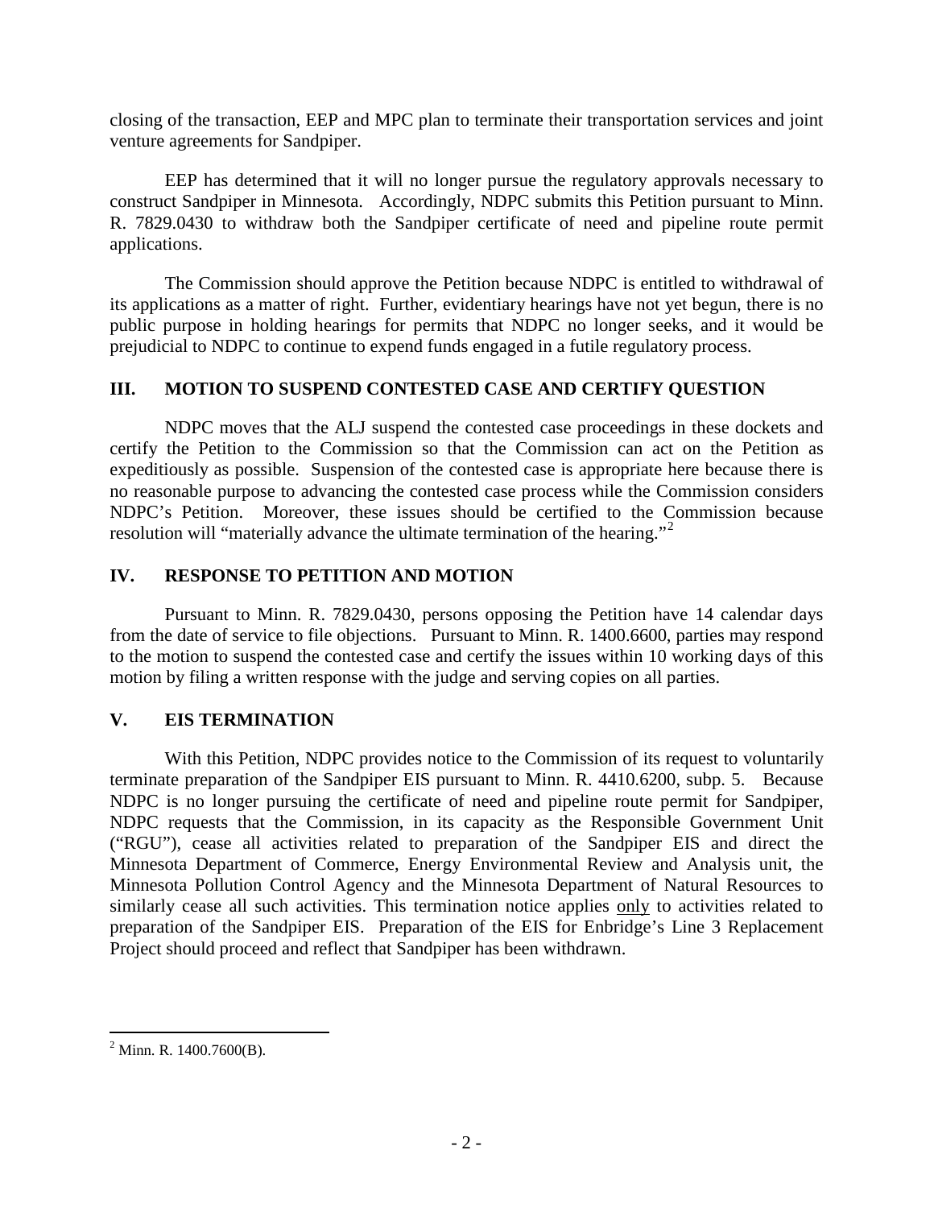closing of the transaction, EEP and MPC plan to terminate their transportation services and joint venture agreements for Sandpiper.

EEP has determined that it will no longer pursue the regulatory approvals necessary to construct Sandpiper in Minnesota. Accordingly, NDPC submits this Petition pursuant to Minn. R. 7829.0430 to withdraw both the Sandpiper certificate of need and pipeline route permit applications.

The Commission should approve the Petition because NDPC is entitled to withdrawal of its applications as a matter of right. Further, evidentiary hearings have not yet begun, there is no public purpose in holding hearings for permits that NDPC no longer seeks, and it would be prejudicial to NDPC to continue to expend funds engaged in a futile regulatory process.

## III. MOTION TO SUSPEND CONTESTED CASE AND CERTIFY QUESTION

NDPC moves that the ALJ suspend the contested case proceedings in these dockets and certify the Petition to the Commission so that the Commission can act on the Petition as expeditiously as possible. Suspension of the contested case is appropriate here because there is no reasonable purpose to advancing the contested case process while the Commission considers NDPC's Petition. Moreover, these issues should be certified to the Commission because resolution will "materially advance the ultimate termination of the hearing."[2]

## IV. RESPONSE TO PETITION AND MOTION

Pursuant to Minn. R. 7829.0430, persons opposing the Petition have 14 calendar days from the date of service to file objections. Pursuant to Minn. R. 1400.6600, parties may respond to the motion to suspend the contested case and certify the issues within 10 working days of this motion by filing a written response with the judge and serving copies on all parties.

## V. EIS TERMINATION

With this Petition, NDPC provides notice to the Commission of its request to voluntarily terminate preparation of the Sandpiper EIS pursuant to Minn. R. 4410.6200, subp. 5. Because NDPC is no longer pursuing the certificate of need and pipeline route permit for Sandpiper, NDPC requests that the Commission, in its capacity as the Responsible Government Unit ("RGU"), cease all activities related to preparation of the Sandpiper EIS and direct the Minnesota Department of Commerce, Energy Environmental Review and Analysis unit, the Minnesota Pollution Control Agency and the Minnesota Department of Natural Resources to similarly cease all such activities. This termination notice applies only to activities related to preparation of the Sandpiper EIS. Preparation of the EIS for Enbridge's Line 3 Replacement Project should proceed and reflect that Sandpiper has been withdrawn.

---

[2] Minn. R. 1400.7600(B).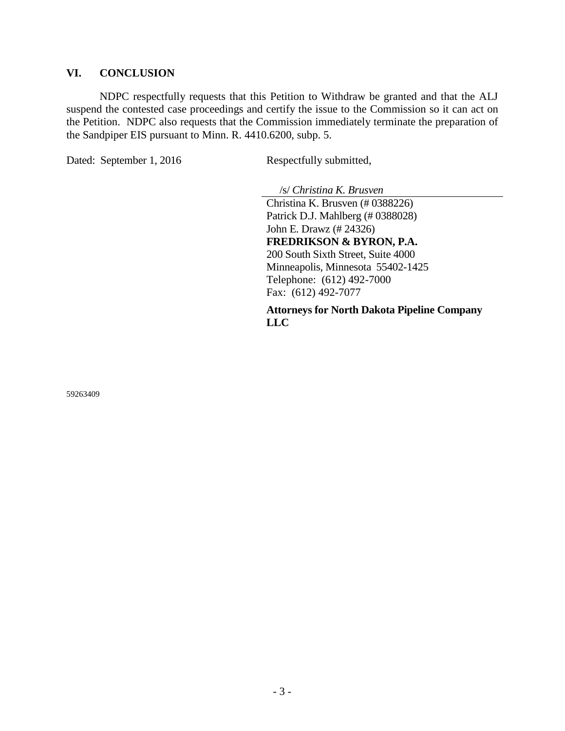## VI. CONCLUSION

NDPC respectfully requests that this Petition to Withdraw be granted and that the ALJ suspend the contested case proceedings and certify the issue to the Commission so it can act on the Petition. NDPC also requests that the Commission immediately terminate the preparation of the Sandpiper EIS pursuant to Minn. R. 4410.6200, subp. 5.

Dated: September 1, 2016

Respectfully submitted,

/s/ *Christina K. Brusven*

Christina K. Brusven (# 0388226)
Patrick D.J. Mahlberg (# 0388028)
John E. Drawz (# 24326)
**FREDRIKSON & BYRON, P.A.**
200 South Sixth Street, Suite 4000
Minneapolis, Minnesota 55402-1425
Telephone: (612) 492-7000
Fax: (612) 492-7077

**Attorneys for North Dakota Pipeline Company LLC**

59263409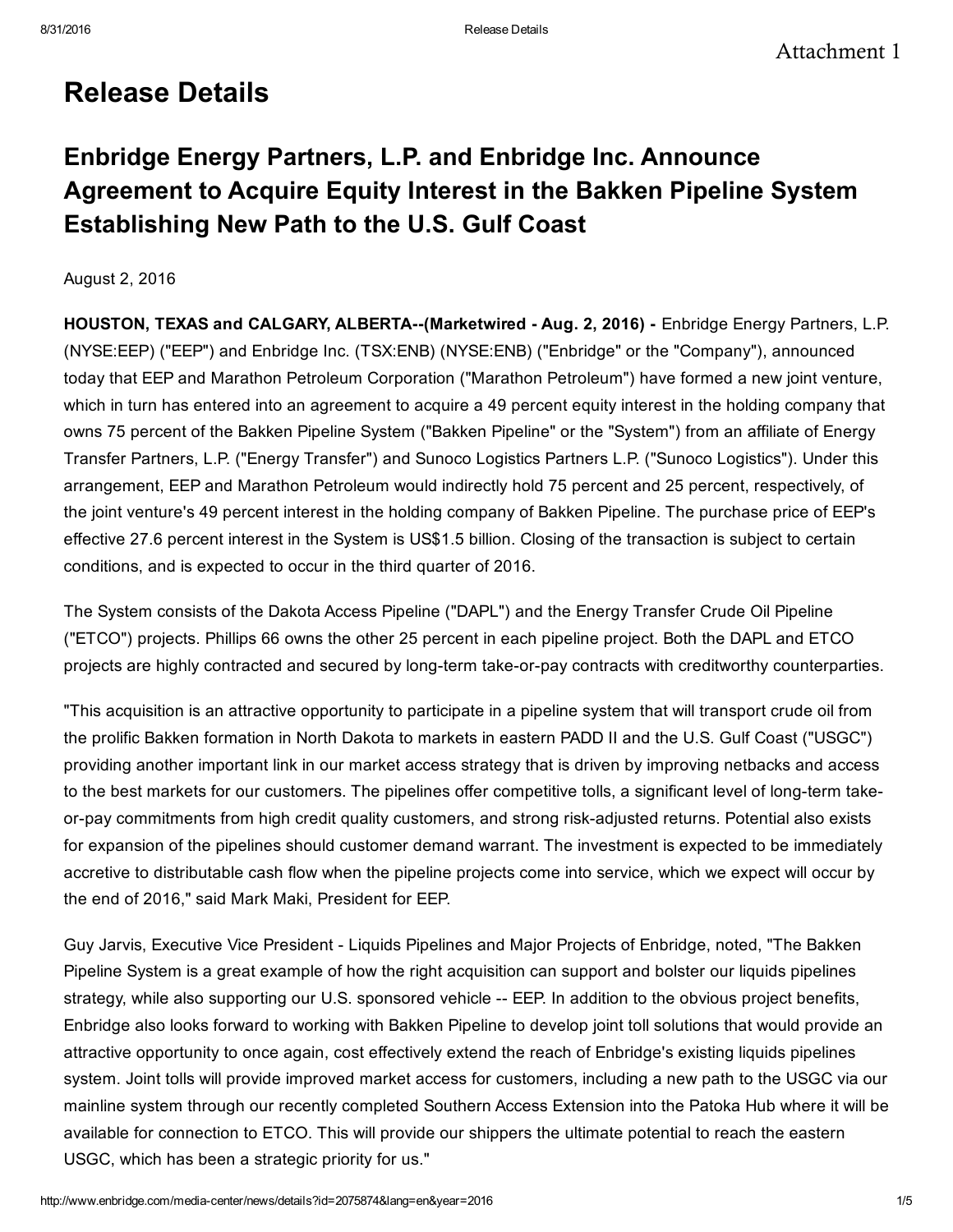Attachment 1

# Release Details

## Enbridge Energy Partners, L.P. and Enbridge Inc. Announce Agreement to Acquire Equity Interest in the Bakken Pipeline System Establishing New Path to the U.S. Gulf Coast

August 2, 2016

**HOUSTON, TEXAS and CALGARY, ALBERTA--(Marketwired - Aug. 2, 2016) -** Enbridge Energy Partners, L.P. (NYSE:EEP) ("EEP") and Enbridge Inc. (TSX:ENB) (NYSE:ENB) ("Enbridge" or the "Company"), announced today that EEP and Marathon Petroleum Corporation ("Marathon Petroleum") have formed a new joint venture, which in turn has entered into an agreement to acquire a 49 percent equity interest in the holding company that owns 75 percent of the Bakken Pipeline System ("Bakken Pipeline" or the "System") from an affiliate of Energy Transfer Partners, L.P. ("Energy Transfer") and Sunoco Logistics Partners L.P. ("Sunoco Logistics"). Under this arrangement, EEP and Marathon Petroleum would indirectly hold 75 percent and 25 percent, respectively, of the joint venture's 49 percent interest in the holding company of Bakken Pipeline. The purchase price of EEP's effective 27.6 percent interest in the System is US$1.5 billion. Closing of the transaction is subject to certain conditions, and is expected to occur in the third quarter of 2016.

The System consists of the Dakota Access Pipeline ("DAPL") and the Energy Transfer Crude Oil Pipeline ("ETCO") projects. Phillips 66 owns the other 25 percent in each pipeline project. Both the DAPL and ETCO projects are highly contracted and secured by long-term take-or-pay contracts with creditworthy counterparties.

"This acquisition is an attractive opportunity to participate in a pipeline system that will transport crude oil from the prolific Bakken formation in North Dakota to markets in eastern PADD II and the U.S. Gulf Coast ("USGC") providing another important link in our market access strategy that is driven by improving netbacks and access to the best markets for our customers. The pipelines offer competitive tolls, a significant level of long-term take-or-pay commitments from high credit quality customers, and strong risk-adjusted returns. Potential also exists for expansion of the pipelines should customer demand warrant. The investment is expected to be immediately accretive to distributable cash flow when the pipeline projects come into service, which we expect will occur by the end of 2016," said Mark Maki, President for EEP.

Guy Jarvis, Executive Vice President - Liquids Pipelines and Major Projects of Enbridge, noted, "The Bakken Pipeline System is a great example of how the right acquisition can support and bolster our liquids pipelines strategy, while also supporting our U.S. sponsored vehicle -- EEP. In addition to the obvious project benefits, Enbridge also looks forward to working with Bakken Pipeline to develop joint toll solutions that would provide an attractive opportunity to once again, cost effectively extend the reach of Enbridge's existing liquids pipelines system. Joint tolls will provide improved market access for customers, including a new path to the USGC via our mainline system through our recently completed Southern Access Extension into the Patoka Hub where it will be available for connection to ETCO. This will provide our shippers the ultimate potential to reach the eastern USGC, which has been a strategic priority for us."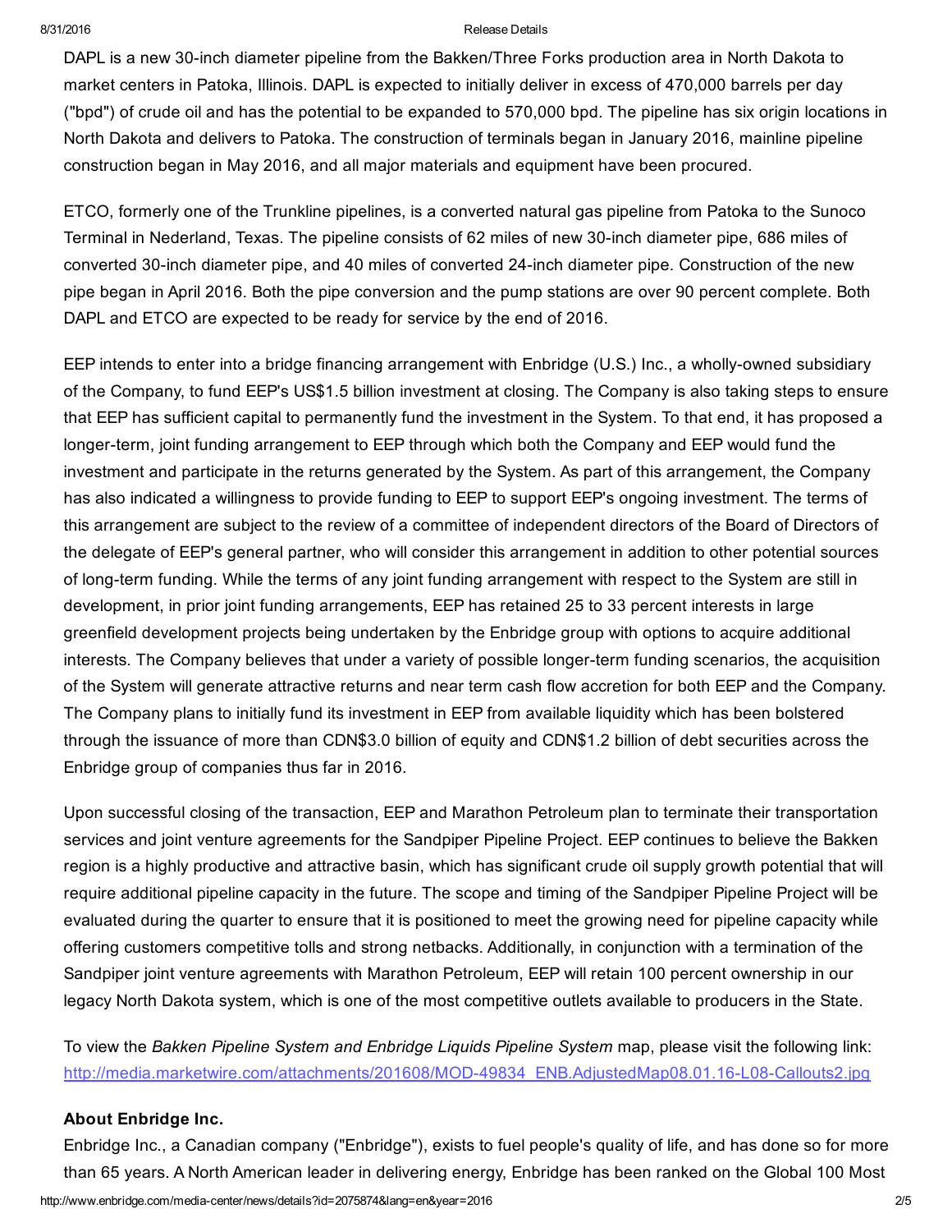DAPL is a new 30-inch diameter pipeline from the Bakken/Three Forks production area in North Dakota to market centers in Patoka, Illinois. DAPL is expected to initially deliver in excess of 470,000 barrels per day ("bpd") of crude oil and has the potential to be expanded to 570,000 bpd. The pipeline has six origin locations in North Dakota and delivers to Patoka. The construction of terminals began in January 2016, mainline pipeline construction began in May 2016, and all major materials and equipment have been procured.

ETCO, formerly one of the Trunkline pipelines, is a converted natural gas pipeline from Patoka to the Sunoco Terminal in Nederland, Texas. The pipeline consists of 62 miles of new 30-inch diameter pipe, 686 miles of converted 30-inch diameter pipe, and 40 miles of converted 24-inch diameter pipe. Construction of the new pipe began in April 2016. Both the pipe conversion and the pump stations are over 90 percent complete. Both DAPL and ETCO are expected to be ready for service by the end of 2016.

EEP intends to enter into a bridge financing arrangement with Enbridge (U.S.) Inc., a wholly-owned subsidiary of the Company, to fund EEP's US$1.5 billion investment at closing. The Company is also taking steps to ensure that EEP has sufficient capital to permanently fund the investment in the System. To that end, it has proposed a longer-term, joint funding arrangement to EEP through which both the Company and EEP would fund the investment and participate in the returns generated by the System. As part of this arrangement, the Company has also indicated a willingness to provide funding to EEP to support EEP's ongoing investment. The terms of this arrangement are subject to the review of a committee of independent directors of the Board of Directors of the delegate of EEP's general partner, who will consider this arrangement in addition to other potential sources of long-term funding. While the terms of any joint funding arrangement with respect to the System are still in development, in prior joint funding arrangements, EEP has retained 25 to 33 percent interests in large greenfield development projects being undertaken by the Enbridge group with options to acquire additional interests. The Company believes that under a variety of possible longer-term funding scenarios, the acquisition of the System will generate attractive returns and near term cash flow accretion for both EEP and the Company. The Company plans to initially fund its investment in EEP from available liquidity which has been bolstered through the issuance of more than CDN$3.0 billion of equity and CDN$1.2 billion of debt securities across the Enbridge group of companies thus far in 2016.

Upon successful closing of the transaction, EEP and Marathon Petroleum plan to terminate their transportation services and joint venture agreements for the Sandpiper Pipeline Project. EEP continues to believe the Bakken region is a highly productive and attractive basin, which has significant crude oil supply growth potential that will require additional pipeline capacity in the future. The scope and timing of the Sandpiper Pipeline Project will be evaluated during the quarter to ensure that it is positioned to meet the growing need for pipeline capacity while offering customers competitive tolls and strong netbacks. Additionally, in conjunction with a termination of the Sandpiper joint venture agreements with Marathon Petroleum, EEP will retain 100 percent ownership in our legacy North Dakota system, which is one of the most competitive outlets available to producers in the State.

To view the *Bakken Pipeline System and Enbridge Liquids Pipeline System* map, please visit the following link: http://media.marketwire.com/attachments/201608/MOD-49834_ENB.AdjustedMap08.01.16-L08-Callouts2.jpg

### About Enbridge Inc.

Enbridge Inc., a Canadian company ("Enbridge"), exists to fuel people's quality of life, and has done so for more than 65 years. A North American leader in delivering energy, Enbridge has been ranked on the Global 100 Most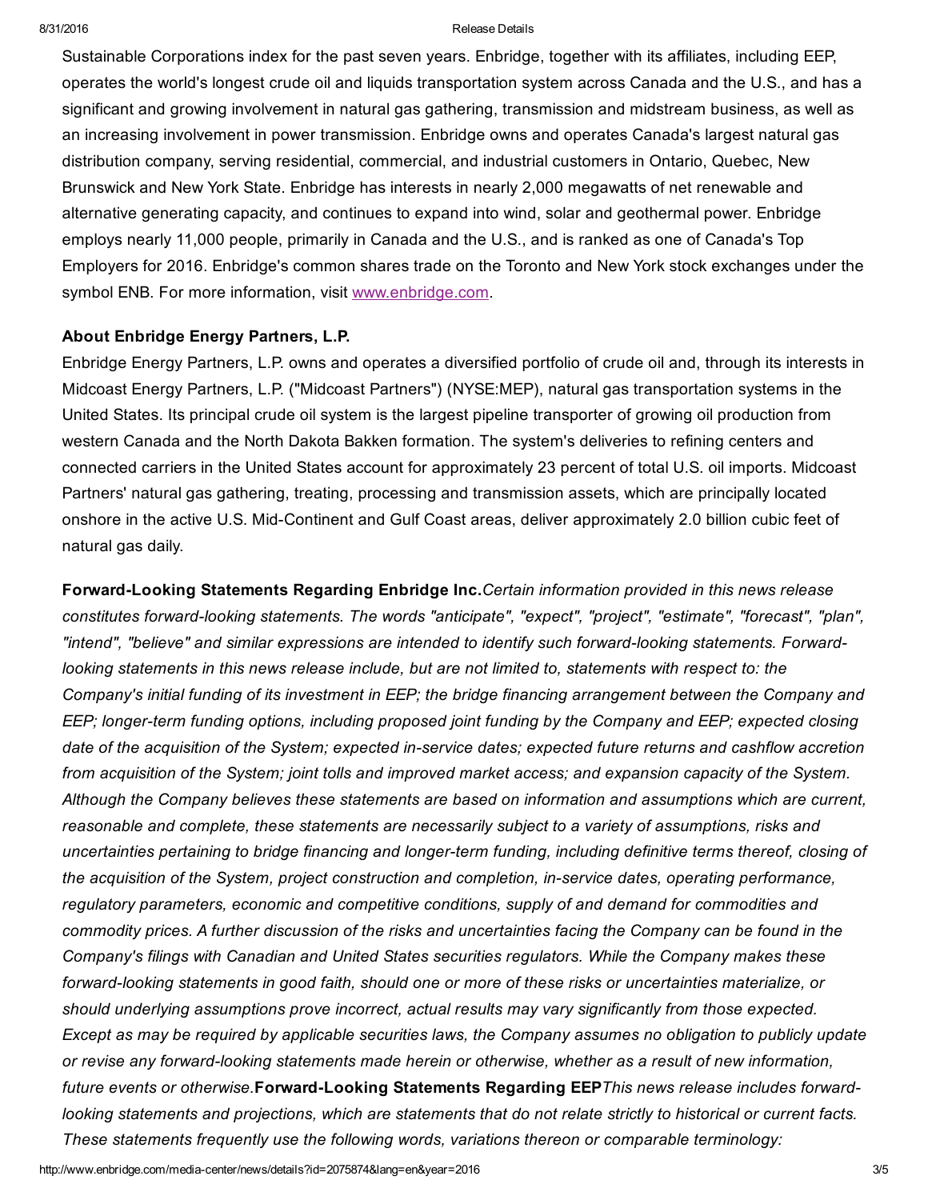Sustainable Corporations index for the past seven years. Enbridge, together with its affiliates, including EEP, operates the world's longest crude oil and liquids transportation system across Canada and the U.S., and has a significant and growing involvement in natural gas gathering, transmission and midstream business, as well as an increasing involvement in power transmission. Enbridge owns and operates Canada's largest natural gas distribution company, serving residential, commercial, and industrial customers in Ontario, Quebec, New Brunswick and New York State. Enbridge has interests in nearly 2,000 megawatts of net renewable and alternative generating capacity, and continues to expand into wind, solar and geothermal power. Enbridge employs nearly 11,000 people, primarily in Canada and the U.S., and is ranked as one of Canada's Top Employers for 2016. Enbridge's common shares trade on the Toronto and New York stock exchanges under the symbol ENB. For more information, visit www.enbridge.com.

**About Enbridge Energy Partners, L.P.**

Enbridge Energy Partners, L.P. owns and operates a diversified portfolio of crude oil and, through its interests in Midcoast Energy Partners, L.P. ("Midcoast Partners") (NYSE:MEP), natural gas transportation systems in the United States. Its principal crude oil system is the largest pipeline transporter of growing oil production from western Canada and the North Dakota Bakken formation. The system's deliveries to refining centers and connected carriers in the United States account for approximately 23 percent of total U.S. oil imports. Midcoast Partners' natural gas gathering, treating, processing and transmission assets, which are principally located onshore in the active U.S. Mid-Continent and Gulf Coast areas, deliver approximately 2.0 billion cubic feet of natural gas daily.

**Forward-Looking Statements Regarding Enbridge Inc.** *Certain information provided in this news release constitutes forward-looking statements. The words "anticipate", "expect", "project", "estimate", "forecast", "plan", "intend", "believe" and similar expressions are intended to identify such forward-looking statements. Forward-looking statements in this news release include, but are not limited to, statements with respect to: the Company's initial funding of its investment in EEP; the bridge financing arrangement between the Company and EEP; longer-term funding options, including proposed joint funding by the Company and EEP; expected closing date of the acquisition of the System; expected in-service dates; expected future returns and cashflow accretion from acquisition of the System; joint tolls and improved market access; and expansion capacity of the System. Although the Company believes these statements are based on information and assumptions which are current, reasonable and complete, these statements are necessarily subject to a variety of assumptions, risks and uncertainties pertaining to bridge financing and longer-term funding, including definitive terms thereof, closing of the acquisition of the System, project construction and completion, in-service dates, operating performance, regulatory parameters, economic and competitive conditions, supply of and demand for commodities and commodity prices. A further discussion of the risks and uncertainties facing the Company can be found in the Company's filings with Canadian and United States securities regulators. While the Company makes these forward-looking statements in good faith, should one or more of these risks or uncertainties materialize, or should underlying assumptions prove incorrect, actual results may vary significantly from those expected. Except as may be required by applicable securities laws, the Company assumes no obligation to publicly update or revise any forward-looking statements made herein or otherwise, whether as a result of new information, future events or otherwise.*

**Forward-Looking Statements Regarding EEP** *This news release includes forward-looking statements and projections, which are statements that do not relate strictly to historical or current facts. These statements frequently use the following words, variations thereon or comparable terminology:*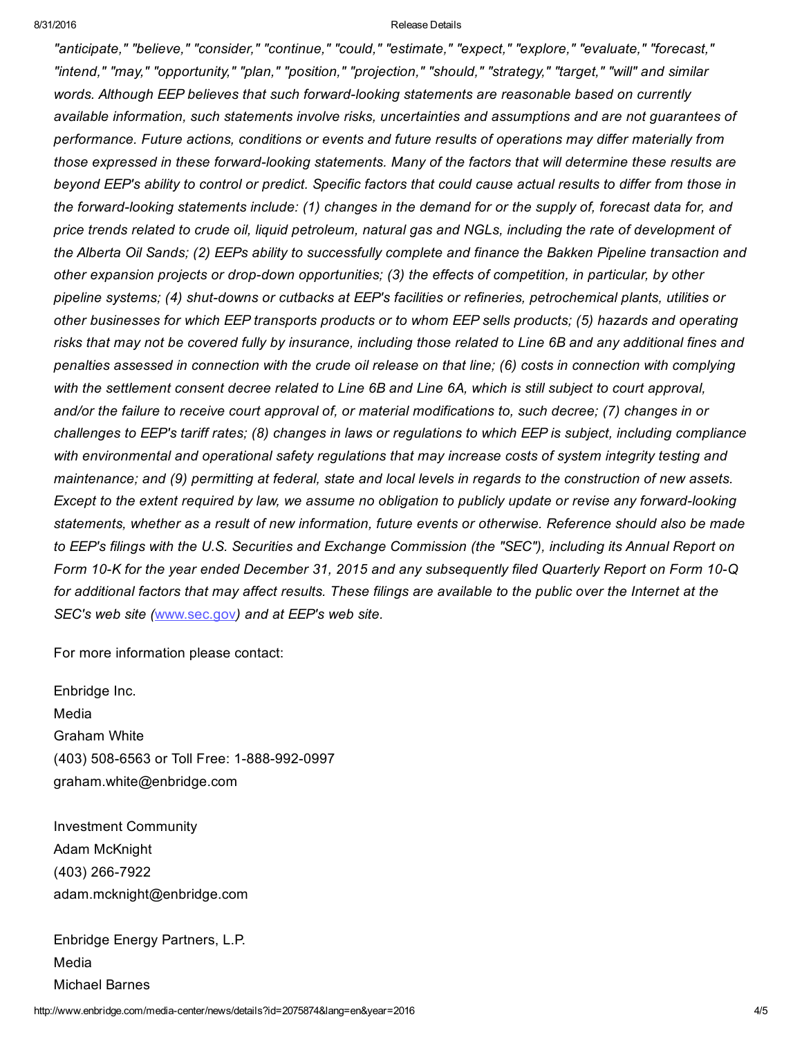*"anticipate," "believe," "consider," "continue," "could," "estimate," "expect," "explore," "evaluate," "forecast," "intend," "may," "opportunity," "plan," "position," "projection," "should," "strategy," "target," "will" and similar words. Although EEP believes that such forward-looking statements are reasonable based on currently available information, such statements involve risks, uncertainties and assumptions and are not guarantees of performance. Future actions, conditions or events and future results of operations may differ materially from those expressed in these forward-looking statements. Many of the factors that will determine these results are beyond EEP's ability to control or predict. Specific factors that could cause actual results to differ from those in the forward-looking statements include: (1) changes in the demand for or the supply of, forecast data for, and price trends related to crude oil, liquid petroleum, natural gas and NGLs, including the rate of development of the Alberta Oil Sands; (2) EEPs ability to successfully complete and finance the Bakken Pipeline transaction and other expansion projects or drop-down opportunities; (3) the effects of competition, in particular, by other pipeline systems; (4) shut-downs or cutbacks at EEP's facilities or refineries, petrochemical plants, utilities or other businesses for which EEP transports products or to whom EEP sells products; (5) hazards and operating risks that may not be covered fully by insurance, including those related to Line 6B and any additional fines and penalties assessed in connection with the crude oil release on that line; (6) costs in connection with complying with the settlement consent decree related to Line 6B and Line 6A, which is still subject to court approval, and/or the failure to receive court approval of, or material modifications to, such decree; (7) changes in or challenges to EEP's tariff rates; (8) changes in laws or regulations to which EEP is subject, including compliance with environmental and operational safety regulations that may increase costs of system integrity testing and maintenance; and (9) permitting at federal, state and local levels in regards to the construction of new assets. Except to the extent required by law, we assume no obligation to publicly update or revise any forward-looking statements, whether as a result of new information, future events or otherwise. Reference should also be made to EEP's filings with the U.S. Securities and Exchange Commission (the "SEC"), including its Annual Report on Form 10-K for the year ended December 31, 2015 and any subsequently filed Quarterly Report on Form 10-Q for additional factors that may affect results. These filings are available to the public over the Internet at the SEC's web site ([www.sec.gov](http://www.sec.gov)) and at EEP's web site.*

For more information please contact:

Enbridge Inc.
Media
Graham White
(403) 508-6563 or Toll Free: 1-888-992-0997
graham.white@enbridge.com

Investment Community
Adam McKnight
(403) 266-7922
adam.mcknight@enbridge.com

Enbridge Energy Partners, L.P.
Media
Michael Barnes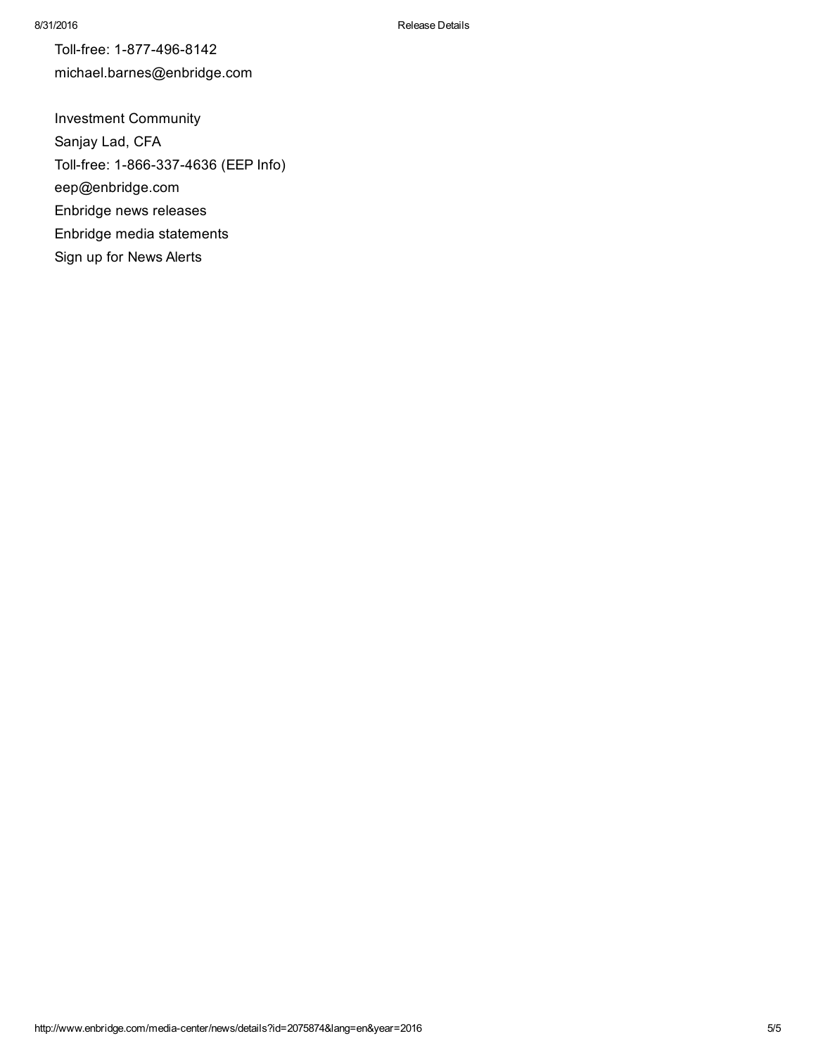Toll-free: 1-877-496-8142

michael.barnes@enbridge.com

Investment Community

Sanjay Lad, CFA

Toll-free: 1-866-337-4636 (EEP Info)

eep@enbridge.com

Enbridge news releases

Enbridge media statements

Sign up for News Alerts